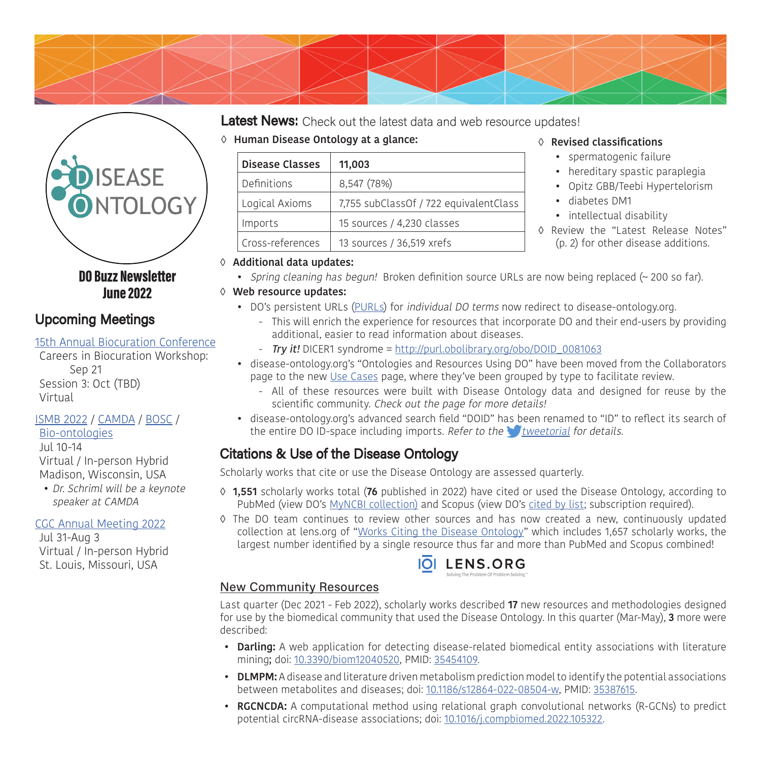# DO Buzz Newsletter
## June 2022

## Upcoming Meetings

15th Annual Biocuration Conference
Careers in Biocuration Workshop: Sep 21
Session 3: Oct (TBD)
Virtual

ISMB 2022 / CAMDA / BOSC / Bio-ontologies
Jul 10-14
Virtual / In-person Hybrid
Madison, Wisconsin, USA
- *Dr. Schriml will be a keynote speaker at CAMDA*

CGC Annual Meeting 2022
Jul 31-Aug 3
Virtual / In-person Hybrid
St. Louis, Missouri, USA

## Latest News: Check out the latest data and web resource updates!

◊ **Human Disease Ontology at a glance:**

| Disease Classes | 11,003 |
|---|---|
| Definitions | 8,547 (78%) |
| Logical Axioms | 7,755 subClassOf / 722 equivalentClass |
| Imports | 15 sources / 4,230 classes |
| Cross-references | 13 sources / 36,519 xrefs |

◊ **Revised classifications**
- spermatogenic failure
- hereditary spastic paraplegia
- Opitz GBB/Teebi Hypertelorism
- diabetes DM1
- intellectual disability

◊ Review the "Latest Release Notes" (p. 2) for other disease additions.

◊ **Additional data updates:**
- *Spring cleaning has begun!* Broken definition source URLs are now being replaced (~ 200 so far).

◊ **Web resource updates:**
- DO's persistent URLs (PURLs) for *individual DO terms* now redirect to disease-ontology.org.
  - This will enrich the experience for resources that incorporate DO and their end-users by providing additional, easier to read information about diseases.
  - ***Try it!*** DICER1 syndrome = http://purl.obolibrary.org/obo/DOID_0081063
- disease-ontology.org's "Ontologies and Resources Using DO" have been moved from the Collaborators page to the new Use Cases page, where they've been grouped by type to facilitate review.
  - All of these resources were built with Disease Ontology data and designed for reuse by the scientific community. *Check out the page for more details!*
- disease-ontology.org's advanced search field "DOID" has been renamed to "ID" to reflect its search of the entire DO ID-space including imports. *Refer to the tweetorial for details.*

## Citations & Use of the Disease Ontology

Scholarly works that cite or use the Disease Ontology are assessed quarterly.

◊ **1,551** scholarly works total (**76** published in 2022) have cited or used the Disease Ontology, according to PubMed (view DO's MyNCBI collection) and Scopus (view DO's cited by list; subscription required).

◊ The DO team continues to review other sources and has now created a new, continuously updated collection at lens.org of "Works Citing the Disease Ontology" which includes 1,657 scholarly works, the largest number identified by a single resource thus far and more than PubMed and Scopus combined!

LENS.ORG
Solving The Problem Of Problem Solving

### New Community Resources

Last quarter (Dec 2021 - Feb 2022), scholarly works described **17** new resources and methodologies designed for use by the biomedical community that used the Disease Ontology. In this quarter (Mar-May), **3** more were described:

- **Darling:** A web application for detecting disease-related biomedical entity associations with literature mining; doi: 10.3390/biom12040520, PMID: 35454109.
- **DLMPM:** A disease and literature driven metabolism prediction model to identify the potential associations between metabolites and diseases; doi: 10.1186/s12864-022-08504-w, PMID: 35387615.
- **RGCNCDA:** A computational method using relational graph convolutional networks (R-GCNs) to predict potential circRNA-disease associations; doi: 10.1016/j.compbiomed.2022.105322.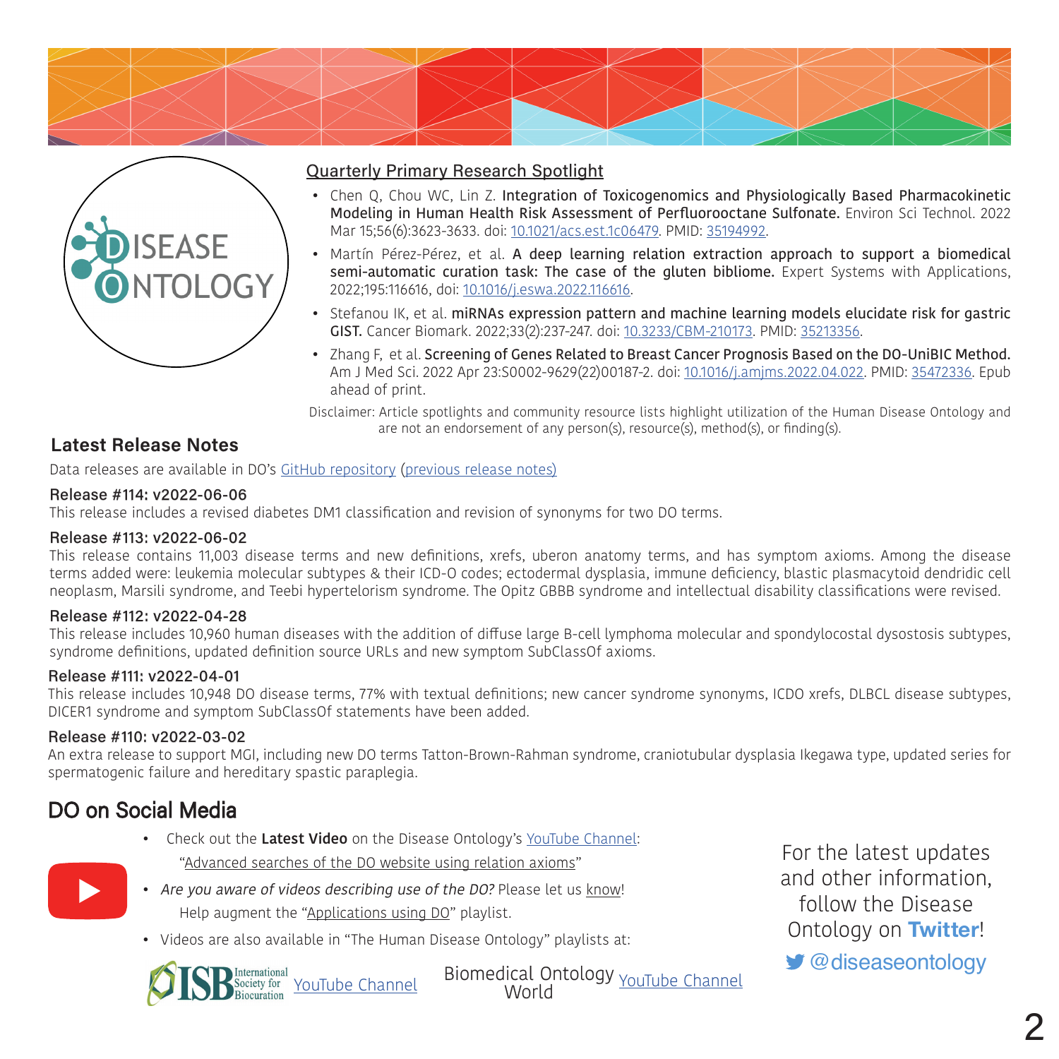DISEASE ONTOLOGY

## Quarterly Primary Research Spotlight

- Chen Q, Chou WC, Lin Z. **Integration of Toxicogenomics and Physiologically Based Pharmacokinetic Modeling in Human Health Risk Assessment of Perfluorooctane Sulfonate.** Environ Sci Technol. 2022 Mar 15;56(6):3623-3633. doi: 10.1021/acs.est.1c06479. PMID: 35194992.
- Martín Pérez-Pérez, et al. **A deep learning relation extraction approach to support a biomedical semi-automatic curation task: The case of the gluten bibliome.** Expert Systems with Applications, 2022;195:116616, doi: 10.1016/j.eswa.2022.116616.
- Stefanou IK, et al. **miRNAs expression pattern and machine learning models elucidate risk for gastric GIST.** Cancer Biomark. 2022;33(2):237-247. doi: 10.3233/CBM-210173. PMID: 35213356.
- Zhang F, et al. **Screening of Genes Related to Breast Cancer Prognosis Based on the DO-UniBIC Method.** Am J Med Sci. 2022 Apr 23:S0002-9629(22)00187-2. doi: 10.1016/j.amjms.2022.04.022. PMID: 35472336. Epub ahead of print.

Disclaimer: Article spotlights and community resource lists highlight utilization of the Human Disease Ontology and are not an endorsement of any person(s), resource(s), method(s), or finding(s).

## Latest Release Notes

Data releases are available in DO's GitHub repository (previous release notes)

### Release #114: v2022-06-06

This release includes a revised diabetes DM1 classification and revision of synonyms for two DO terms.

### Release #113: v2022-06-02

This release contains 11,003 disease terms and new definitions, xrefs, uberon anatomy terms, and has symptom axioms. Among the disease terms added were: leukemia molecular subtypes & their ICD-O codes; ectodermal dysplasia, immune deficiency, blastic plasmacytoid dendridic cell neoplasm, Marsili syndrome, and Teebi hypertelorism syndrome. The Opitz GBBB syndrome and intellectual disability classifications were revised.

### Release #112: v2022-04-28

This release includes 10,960 human diseases with the addition of diffuse large B-cell lymphoma molecular and spondylocostal dysostosis subtypes, syndrome definitions, updated definition source URLs and new symptom SubClassOf axioms.

### Release #111: v2022-04-01

This release includes 10,948 DO disease terms, 77% with textual definitions; new cancer syndrome synonyms, ICDO xrefs, DLBCL disease subtypes, DICER1 syndrome and symptom SubClassOf statements have been added.

### Release #110: v2022-03-02

An extra release to support MGI, including new DO terms Tatton-Brown-Rahman syndrome, craniotubular dysplasia Ikegawa type, updated series for spermatogenic failure and hereditary spastic paraplegia.

## DO on Social Media

- Check out the **Latest Video** on the Disease Ontology's YouTube Channel: "Advanced searches of the DO website using relation axioms"
- *Are you aware of videos describing use of the DO?* Please let us know! Help augment the "Applications using DO" playlist.
- Videos are also available in "The Human Disease Ontology" playlists at:

ISB International Society for Biocuration YouTube Channel

Biomedical Ontology World YouTube Channel

For the latest updates and other information, follow the Disease Ontology on **Twitter**!

@diseaseontology